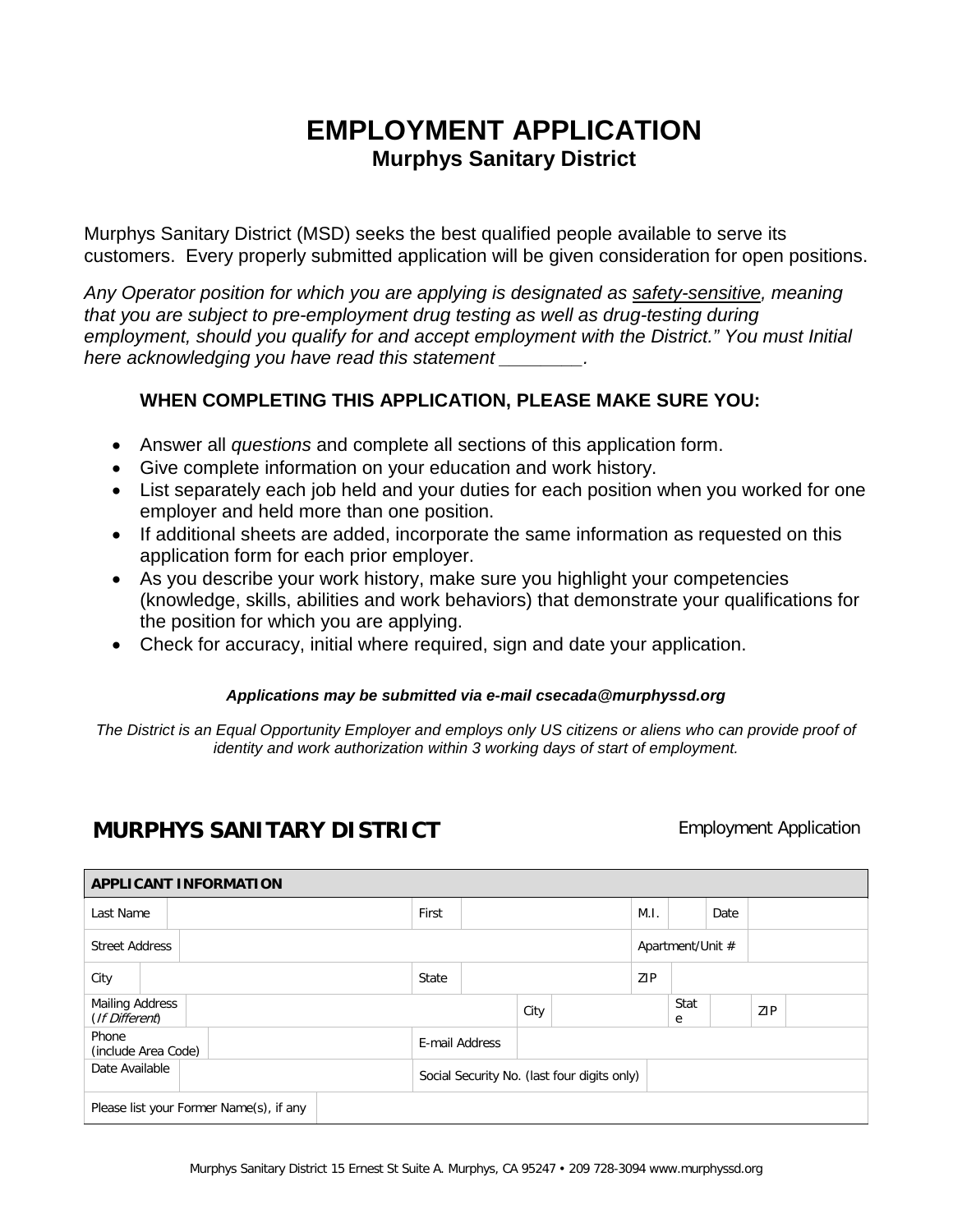# EMPLOYMENT APPLICATION

## Murphys Sanitary District

Murphys Sanitary District (MSD) seeks the best qualified people available to serve its customers. Every properly submitted application will be given consideration for open positions.

*Any Operator position for which you are applying is designated as safety-sensitive, meaning that you are subject to pre-employment drug testing as well as drug-testing during employment, should you qualify for and accept employment with the District." You must Initial here acknowledging you have read this statement ________.*

### WHEN COMPLETING THIS APPLICATION, PLEASE MAKE SURE YOU:

- Answer all *questions* and complete all sections of this application form.
- Give complete information on your education and work history.
- List separately each job held and your duties for each position when you worked for one employer and held more than one position.
- If additional sheets are added, incorporate the same information as requested on this application form for each prior employer.
- As you describe your work history, make sure you highlight your competencies (knowledge, skills, abilities and work behaviors) that demonstrate your qualifications for the position for which you are applying.
- Check for accuracy, initial where required, sign and date your application.

***Applications may be submitted via e-mail csecada@murphyssd.org***

*The District is an Equal Opportunity Employer and employs only US citizens or aliens who can provide proof of identity and work authorization within 3 working days of start of employment.*

## MURPHYS SANITARY DISTRICT

Employment Application

| **APPLICANT INFORMATION** | | | | | | | |
|---|---|---|---|---|---|---|---|
| Last Name | | First | | M.I. | | Date | |
| Street Address | | | | Apartment/Unit # | | | |
| City | | State | | ZIP | | | |
| Mailing Address (*If Different*) | | City | | State | | ZIP | |
| Phone (include Area Code) | | E-mail Address | | | | | |
| Date Available | | Social Security No. (last four digits only) | | | | | |
| Please list your Former Name(s), if any | | | | | | | |

Murphys Sanitary District 15 Ernest St Suite A. Murphys, CA 95247 • 209 728-3094 www.murphyssd.org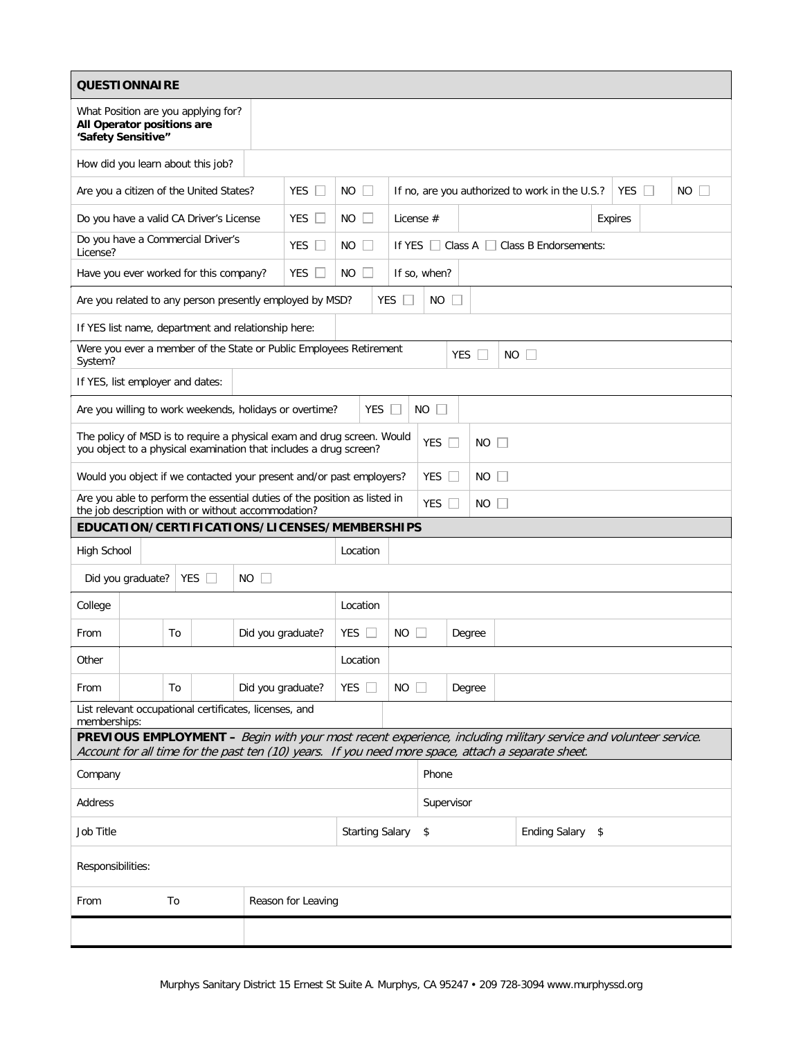## QUESTIONNAIRE

| What Position are you applying for? **All Operator positions are 'Safety Sensitive"** | |
|---|---|
| How did you learn about this job? | |

| | | | | | |
|---|---|---|---|---|---|
| Are you a citizen of the United States? | YES ☐ | NO ☐ | If no, are you authorized to work in the U.S.? | YES ☐ | NO ☐ |
| Do you have a valid CA Driver's License | YES ☐ | NO ☐ | License # | Expires | |
| Do you have a Commercial Driver's License? | YES ☐ | NO ☐ | If YES ☐ Class A ☐ Class B Endorsements: | | |
| Have you ever worked for this company? | YES ☐ | NO ☐ | If so, when? | | |

| | | |
|---|---|---|
| Are you related to any person presently employed by MSD? | YES ☐ | NO ☐ |
| If YES list name, department and relationship here: | | |
| Were you ever a member of the State or Public Employees Retirement System? | YES ☐ | NO ☐ |
| If YES, list employer and dates: | | |
| Are you willing to work weekends, holidays or overtime? | YES ☐ | NO ☐ |
| The policy of MSD is to require a physical exam and drug screen. Would you object to a physical examination that includes a drug screen? | YES ☐ | NO ☐ |
| Would you object if we contacted your present and/or past employers? | YES ☐ | NO ☐ |
| Are you able to perform the essential duties of the position as listed in the job description with or without accommodation? | YES ☐ | NO ☐ |

## EDUCATION/CERTIFICATIONS/LICENSES/MEMBERSHIPS

| | | | | | | | | |
|---|---|---|---|---|---|---|---|---|
| High School | | | | Location | | | | |
| Did you graduate? | YES ☐ | NO ☐ | | | | | | |
| College | | | | Location | | | | |
| From | | To | | Did you graduate? | YES ☐ | NO ☐ | Degree | |
| Other | | | | Location | | | | |
| From | | To | | Did you graduate? | YES ☐ | NO ☐ | Degree | |
| List relevant occupational certificates, licenses, and memberships: | | | | | | | | |

## PREVIOUS EMPLOYMENT – *Begin with your most recent experience, including military service and volunteer service. Account for all time for the past ten (10) years. If you need more space, attach a separate sheet.*

| | | | |
|---|---|---|---|
| Company | | Phone | |
| Address | | Supervisor | |
| Job Title | Starting Salary | $ | Ending Salary $ |
| Responsibilities: | | | |
| From | To | Reason for Leaving | |
| | | | |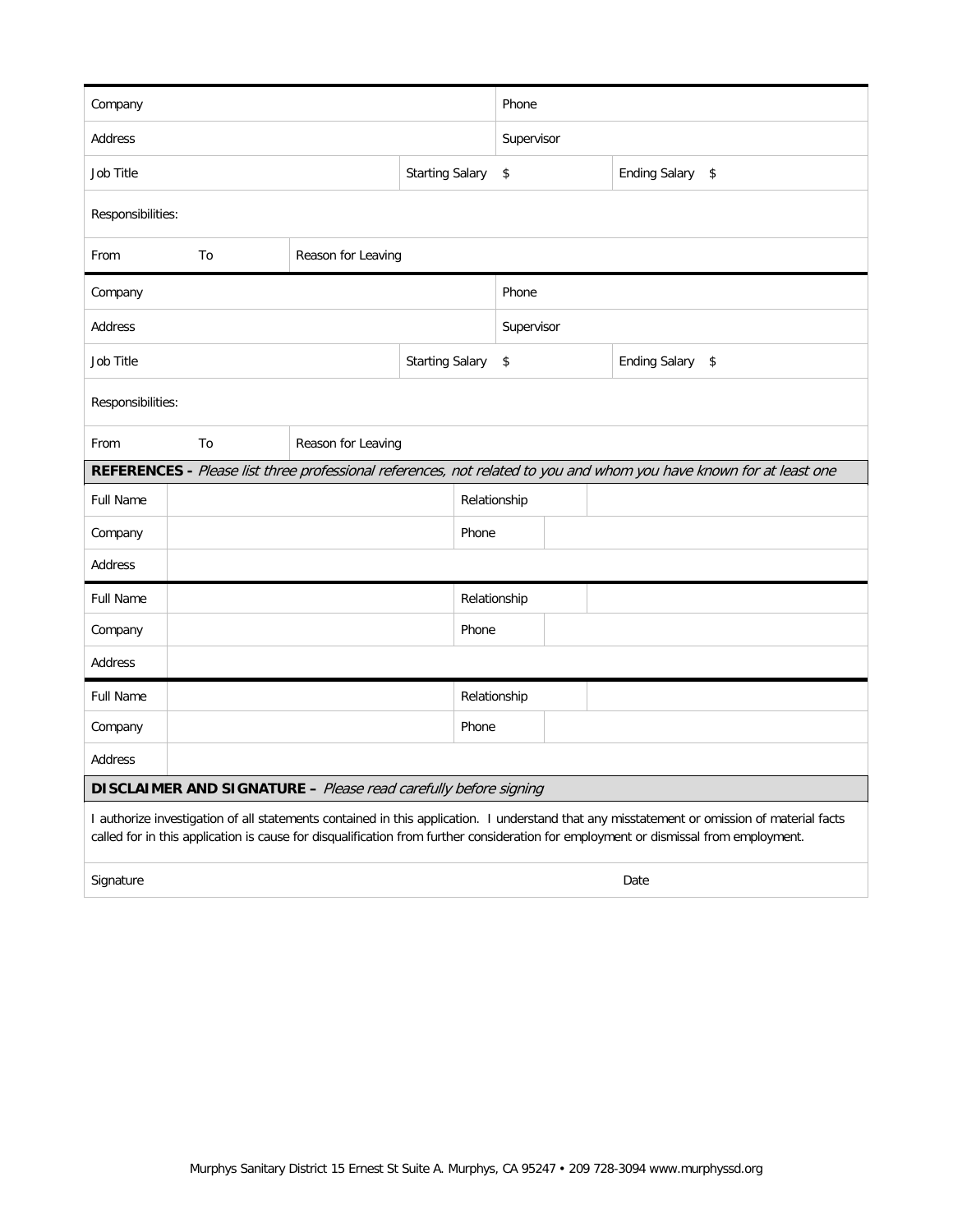| | | | | | |
|---|---|---|---|---|---|
| Company | | | Phone | | |
| Address | | | Supervisor | | |
| Job Title | | Starting Salary | $ | Ending Salary | $ |
| Responsibilities: | | | | | |
| From | To | Reason for Leaving | | | |

| | | | | | |
|---|---|---|---|---|---|
| Company | | | Phone | | |
| Address | | | Supervisor | | |
| Job Title | | Starting Salary | $ | Ending Salary | $ |
| Responsibilities: | | | | | |
| From | To | Reason for Leaving | | | |

**REFERENCES -** *Please list three professional references, not related to you and whom you have known for at least one*

| | | | |
|---|---|---|---|
| Full Name | | Relationship | |
| Company | | Phone | |
| Address | | | |

| | | | |
|---|---|---|---|
| Full Name | | Relationship | |
| Company | | Phone | |
| Address | | | |

| | | | |
|---|---|---|---|
| Full Name | | Relationship | |
| Company | | Phone | |
| Address | | | |

**DISCLAIMER AND SIGNATURE –** *Please read carefully before signing*

I authorize investigation of all statements contained in this application. I understand that any misstatement or omission of material facts called for in this application is cause for disqualification from further consideration for employment or dismissal from employment.

| | |
|---|---|
| Signature | Date |

Murphys Sanitary District 15 Ernest St Suite A. Murphys, CA 95247 • 209 728-3094 www.murphyssd.org